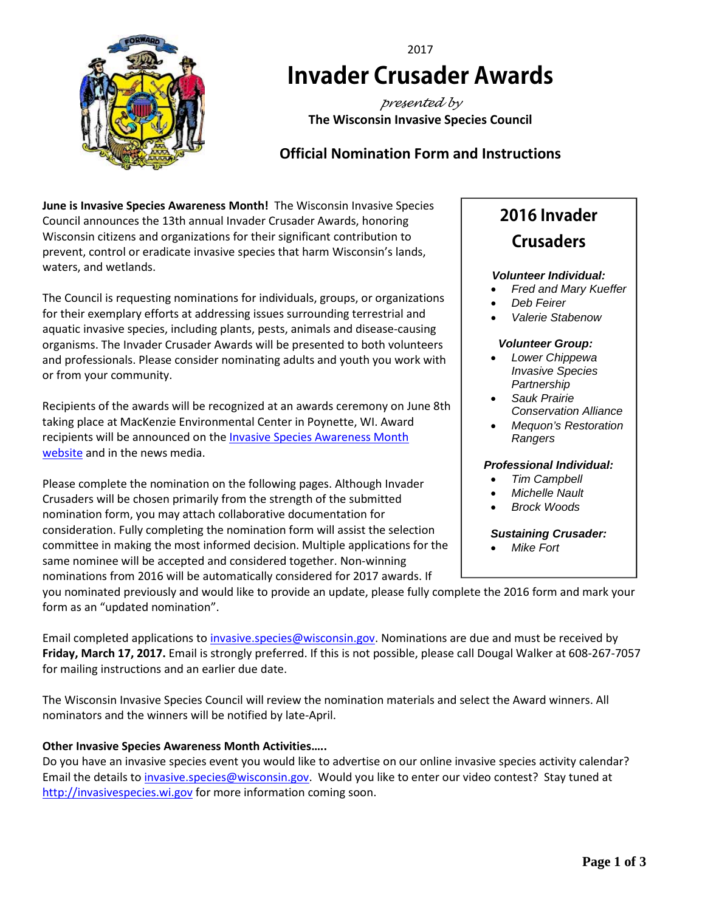2017

# Invader Crusader Awards

*presented by*

**The Wisconsin Invasive Species Council**

## Official Nomination Form and Instructions

**June is Invasive Species Awareness Month!** The Wisconsin Invasive Species Council announces the 13th annual Invader Crusader Awards, honoring Wisconsin citizens and organizations for their significant contribution to prevent, control or eradicate invasive species that harm Wisconsin's lands, waters, and wetlands.

The Council is requesting nominations for individuals, groups, or organizations for their exemplary efforts at addressing issues surrounding terrestrial and aquatic invasive species, including plants, pests, animals and disease-causing organisms. The Invader Crusader Awards will be presented to both volunteers and professionals. Please consider nominating adults and youth you work with or from your community.

Recipients of the awards will be recognized at an awards ceremony on June 8th taking place at MacKenzie Environmental Center in Poynette, WI. Award recipients will be announced on the [Invasive Species Awareness Month website](http://invasivespecies.wi.gov) and in the news media.

Please complete the nomination on the following pages. Although Invader Crusaders will be chosen primarily from the strength of the submitted nomination form, you may attach collaborative documentation for consideration. Fully completing the nomination form will assist the selection committee in making the most informed decision. Multiple applications for the same nominee will be accepted and considered together. Non-winning nominations from 2016 will be automatically considered for 2017 awards. If you nominated previously and would like to provide an update, please fully complete the 2016 form and mark your form as an "updated nomination".

### 2016 Invader Crusaders

***Volunteer Individual:***
- *Fred and Mary Kueffer*
- *Deb Feirer*
- *Valerie Stabenow*

***Volunteer Group:***
- *Lower Chippewa Invasive Species Partnership*
- *Sauk Prairie Conservation Alliance*
- *Mequon's Restoration Rangers*

***Professional Individual:***
- *Tim Campbell*
- *Michelle Nault*
- *Brock Woods*

***Sustaining Crusader:***
- *Mike Fort*

Email completed applications to [invasive.species@wisconsin.gov](mailto:invasive.species@wisconsin.gov). Nominations are due and must be received by **Friday, March 17, 2017.** Email is strongly preferred. If this is not possible, please call Dougal Walker at 608-267-7057 for mailing instructions and an earlier due date.

The Wisconsin Invasive Species Council will review the nomination materials and select the Award winners. All nominators and the winners will be notified by late-April.

**Other Invasive Species Awareness Month Activities…..**

Do you have an invasive species event you would like to advertise on our online invasive species activity calendar? Email the details to [invasive.species@wisconsin.gov](mailto:invasive.species@wisconsin.gov). Would you like to enter our video contest? Stay tuned at [http://invasivespecies.wi.gov](http://invasivespecies.wi.gov) for more information coming soon.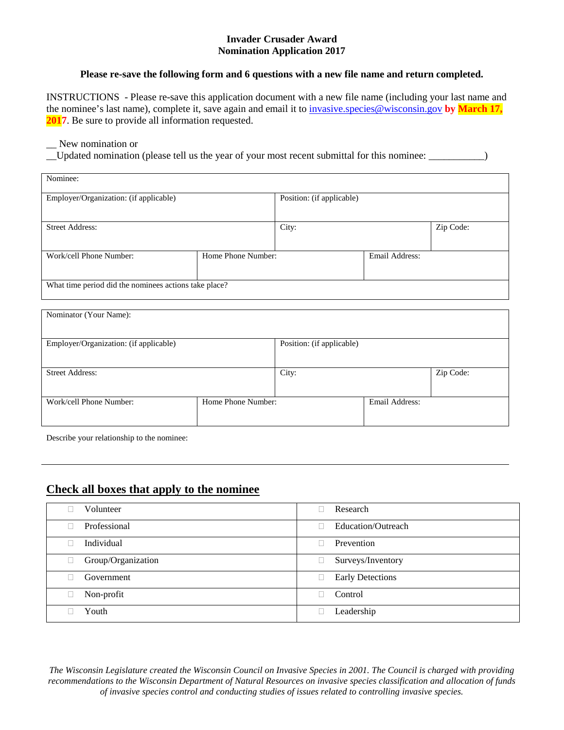**Invader Crusader Award**
**Nomination Application 2017**

**Please re-save the following form and 6 questions with a new file name and return completed.**

INSTRUCTIONS - Please re-save this application document with a new file name (including your last name and the nominee's last name), complete it, save again and email it to invasive.species@wisconsin.gov **by March 17, 2017**. Be sure to provide all information requested.

__ New nomination or

__Updated nomination (please tell us the year of your most recent submittal for this nominee: ___________)

| Nominee: | | | |
|---|---|---|---|
| Employer/Organization: (if applicable) | | Position: (if applicable) | |
| Street Address: | | City: | Zip Code: |
| Work/cell Phone Number: | Home Phone Number: | Email Address: | |
| What time period did the nominees actions take place? | | | |

| Nominator (Your Name): | | | |
|---|---|---|---|
| Employer/Organization: (if applicable) | | Position: (if applicable) | |
| Street Address: | | City: | Zip Code: |
| Work/cell Phone Number: | Home Phone Number: | Email Address: | |

Describe your relationship to the nominee:

---

## Check all boxes that apply to the nominee

| | |
|---|---|
| ☐ Volunteer | ☐ Research |
| ☐ Professional | ☐ Education/Outreach |
| ☐ Individual | ☐ Prevention |
| ☐ Group/Organization | ☐ Surveys/Inventory |
| ☐ Government | ☐ Early Detections |
| ☐ Non-profit | ☐ Control |
| ☐ Youth | ☐ Leadership |

*The Wisconsin Legislature created the Wisconsin Council on Invasive Species in 2001. The Council is charged with providing recommendations to the Wisconsin Department of Natural Resources on invasive species classification and allocation of funds of invasive species control and conducting studies of issues related to controlling invasive species.*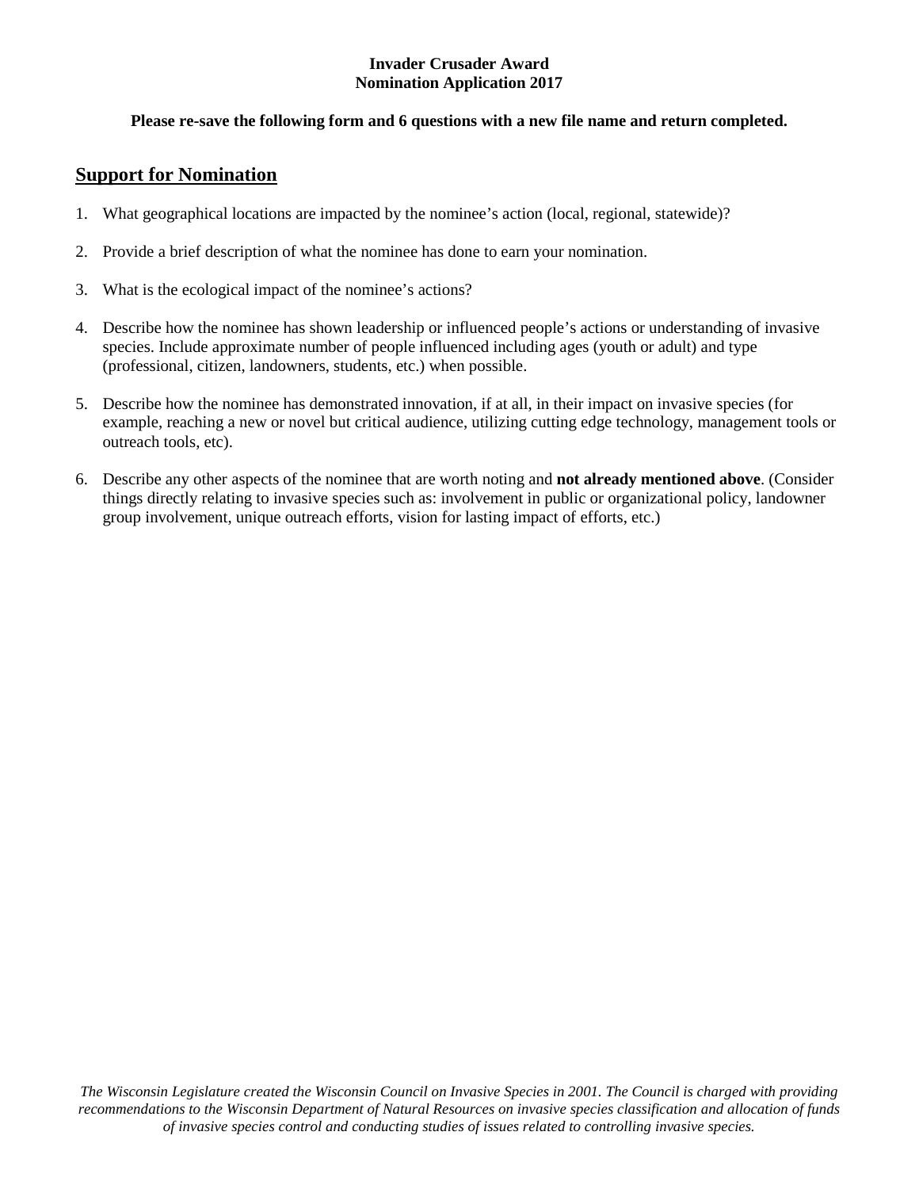**Invader Crusader Award**
**Nomination Application 2017**

**Please re-save the following form and 6 questions with a new file name and return completed.**

## Support for Nomination

1. What geographical locations are impacted by the nominee's action (local, regional, statewide)?
2. Provide a brief description of what the nominee has done to earn your nomination.
3. What is the ecological impact of the nominee's actions?
4. Describe how the nominee has shown leadership or influenced people's actions or understanding of invasive species. Include approximate number of people influenced including ages (youth or adult) and type (professional, citizen, landowners, students, etc.) when possible.
5. Describe how the nominee has demonstrated innovation, if at all, in their impact on invasive species (for example, reaching a new or novel but critical audience, utilizing cutting edge technology, management tools or outreach tools, etc).
6. Describe any other aspects of the nominee that are worth noting and **not already mentioned above**. (Consider things directly relating to invasive species such as: involvement in public or organizational policy, landowner group involvement, unique outreach efforts, vision for lasting impact of efforts, etc.)

*The Wisconsin Legislature created the Wisconsin Council on Invasive Species in 2001. The Council is charged with providing recommendations to the Wisconsin Department of Natural Resources on invasive species classification and allocation of funds of invasive species control and conducting studies of issues related to controlling invasive species.*